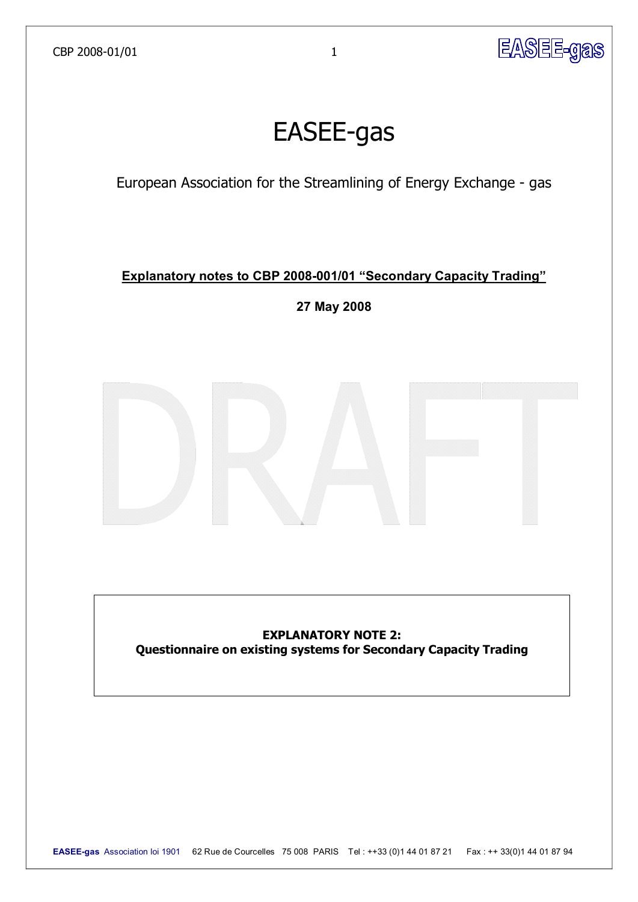# EASEE-gas

European Association for the Streamlining of Energy Exchange - gas

**Explanatory notes to CBP 2008-001/01 "Secondary Capacity Trading"**

**27 May 2008**

DRAFT

**EXPLANATORY NOTE 2:**
**Questionnaire on existing systems for Secondary Capacity Trading**

**EASEE-gas** Association loi 1901 62 Rue de Courcelles 75 008 PARIS Tel : ++33 (0)1 44 01 87 21 Fax : ++ 33(0)1 44 01 87 94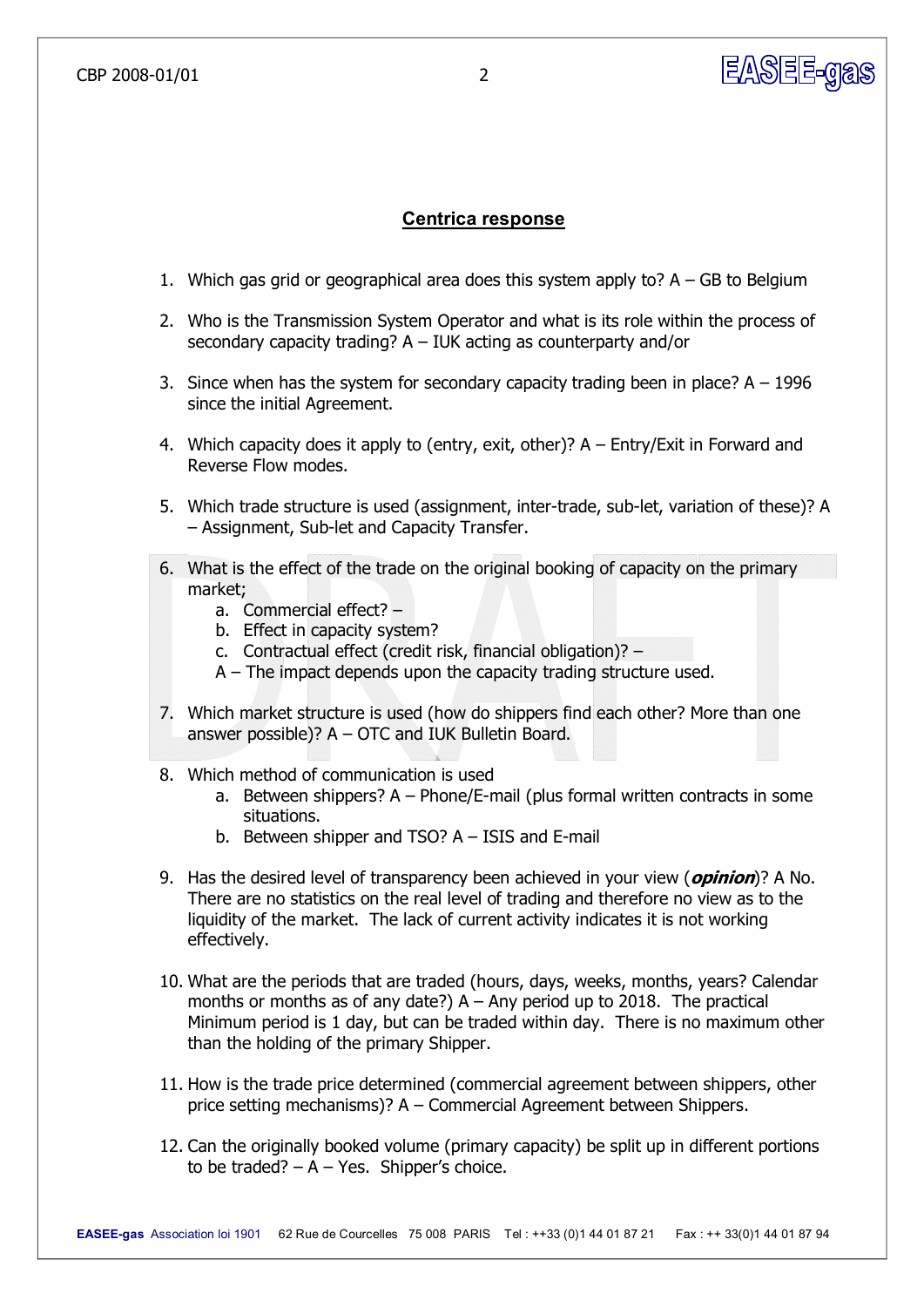## Centrica response

1. Which gas grid or geographical area does this system apply to? A – GB to Belgium
2. Who is the Transmission System Operator and what is its role within the process of secondary capacity trading? A – IUK acting as counterparty and/or
3. Since when has the system for secondary capacity trading been in place? A – 1996 since the initial Agreement.
4. Which capacity does it apply to (entry, exit, other)? A – Entry/Exit in Forward and Reverse Flow modes.
5. Which trade structure is used (assignment, inter-trade, sub-let, variation of these)? A – Assignment, Sub-let and Capacity Transfer.
6. What is the effect of the trade on the original booking of capacity on the primary market;
   a. Commercial effect? –
   b. Effect in capacity system?
   c. Contractual effect (credit risk, financial obligation)? –

   A – The impact depends upon the capacity trading structure used.
7. Which market structure is used (how do shippers find each other? More than one answer possible)? A – OTC and IUK Bulletin Board.
8. Which method of communication is used
   a. Between shippers? A – Phone/E-mail (plus formal written contracts in some situations.
   b. Between shipper and TSO? A – ISIS and E-mail
9. Has the desired level of transparency been achieved in your view (***opinion***)? A No. There are no statistics on the real level of trading and therefore no view as to the liquidity of the market. The lack of current activity indicates it is not working effectively.
10. What are the periods that are traded (hours, days, weeks, months, years? Calendar months or months as of any date?) A – Any period up to 2018. The practical Minimum period is 1 day, but can be traded within day. There is no maximum other than the holding of the primary Shipper.
11. How is the trade price determined (commercial agreement between shippers, other price setting mechanisms)? A – Commercial Agreement between Shippers.
12. Can the originally booked volume (primary capacity) be split up in different portions to be traded? – A – Yes. Shipper's choice.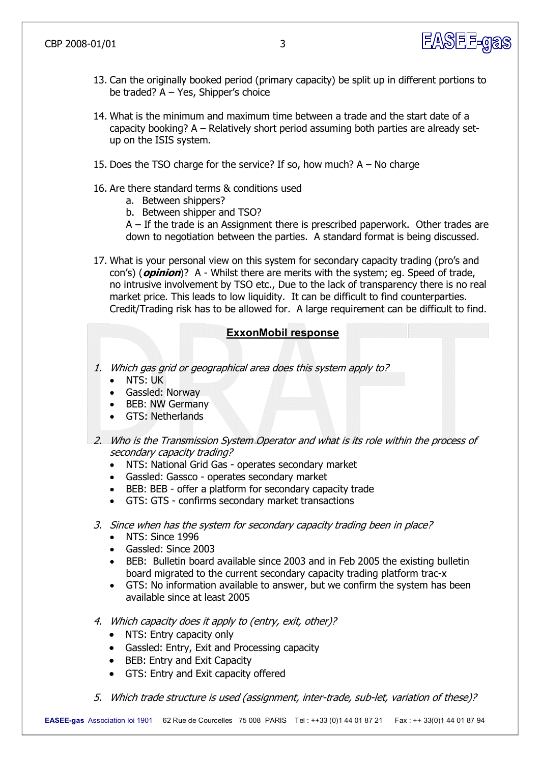13. Can the originally booked period (primary capacity) be split up in different portions to be traded? A – Yes, Shipper's choice

14. What is the minimum and maximum time between a trade and the start date of a capacity booking? A – Relatively short period assuming both parties are already set-up on the ISIS system.

15. Does the TSO charge for the service? If so, how much? A – No charge

16. Are there standard terms & conditions used
    a. Between shippers?
    b. Between shipper and TSO?

    A – If the trade is an Assignment there is prescribed paperwork. Other trades are down to negotiation between the parties. A standard format is being discussed.

17. What is your personal view on this system for secondary capacity trading (pro's and con's) (***opinion***)? A - Whilst there are merits with the system; eg. Speed of trade, no intrusive involvement by TSO etc., Due to the lack of transparency there is no real market price. This leads to low liquidity. It can be difficult to find counterparties. Credit/Trading risk has to be allowed for. A large requirement can be difficult to find.

## ExxonMobil response

1. *Which gas grid or geographical area does this system apply to?*
   - NTS: UK
   - Gassled: Norway
   - BEB: NW Germany
   - GTS: Netherlands

2. *Who is the Transmission System Operator and what is its role within the process of secondary capacity trading?*
   - NTS: National Grid Gas - operates secondary market
   - Gassled: Gassco - operates secondary market
   - BEB: BEB - offer a platform for secondary capacity trade
   - GTS: GTS - confirms secondary market transactions

3. *Since when has the system for secondary capacity trading been in place?*
   - NTS: Since 1996
   - Gassled: Since 2003
   - BEB: Bulletin board available since 2003 and in Feb 2005 the existing bulletin board migrated to the current secondary capacity trading platform trac-x
   - GTS: No information available to answer, but we confirm the system has been available since at least 2005

4. *Which capacity does it apply to (entry, exit, other)?*
   - NTS: Entry capacity only
   - Gassled: Entry, Exit and Processing capacity
   - BEB: Entry and Exit Capacity
   - GTS: Entry and Exit capacity offered

5. *Which trade structure is used (assignment, inter-trade, sub-let, variation of these)?*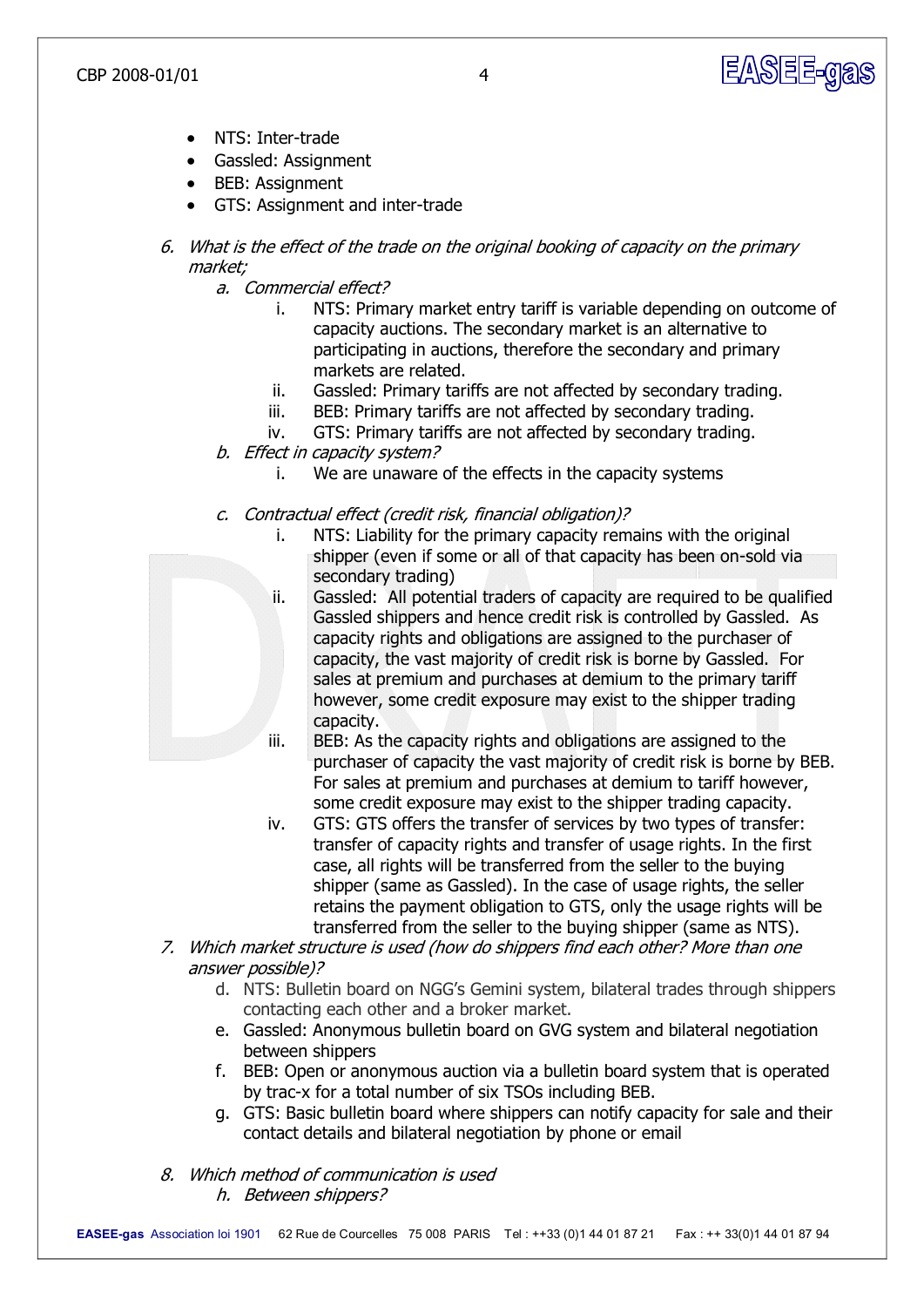- NTS: Inter-trade
- Gassled: Assignment
- BEB: Assignment
- GTS: Assignment and inter-trade

6. *What is the effect of the trade on the original booking of capacity on the primary market;*
   a. *Commercial effect?*
      i. NTS: Primary market entry tariff is variable depending on outcome of capacity auctions. The secondary market is an alternative to participating in auctions, therefore the secondary and primary markets are related.
      ii. Gassled: Primary tariffs are not affected by secondary trading.
      iii. BEB: Primary tariffs are not affected by secondary trading.
      iv. GTS: Primary tariffs are not affected by secondary trading.
   b. *Effect in capacity system?*
      i. We are unaware of the effects in the capacity systems
   c. *Contractual effect (credit risk, financial obligation)?*
      i. NTS: Liability for the primary capacity remains with the original shipper (even if some or all of that capacity has been on-sold via secondary trading)
      ii. Gassled: All potential traders of capacity are required to be qualified Gassled shippers and hence credit risk is controlled by Gassled. As capacity rights and obligations are assigned to the purchaser of capacity, the vast majority of credit risk is borne by Gassled. For sales at premium and purchases at demium to the primary tariff however, some credit exposure may exist to the shipper trading capacity.
      iii. BEB: As the capacity rights and obligations are assigned to the purchaser of capacity the vast majority of credit risk is borne by BEB. For sales at premium and purchases at demium to tariff however, some credit exposure may exist to the shipper trading capacity.
      iv. GTS: GTS offers the transfer of services by two types of transfer: transfer of capacity rights and transfer of usage rights. In the first case, all rights will be transferred from the seller to the buying shipper (same as Gassled). In the case of usage rights, the seller retains the payment obligation to GTS, only the usage rights will be transferred from the seller to the buying shipper (same as NTS).
7. *Which market structure is used (how do shippers find each other? More than one answer possible)?*
   d. NTS: Bulletin board on NGG's Gemini system, bilateral trades through shippers contacting each other and a broker market.
   e. Gassled: Anonymous bulletin board on GVG system and bilateral negotiation between shippers
   f. BEB: Open or anonymous auction via a bulletin board system that is operated by trac-x for a total number of six TSOs including BEB.
   g. GTS: Basic bulletin board where shippers can notify capacity for sale and their contact details and bilateral negotiation by phone or email
8. *Which method of communication is used*
   h. *Between shippers?*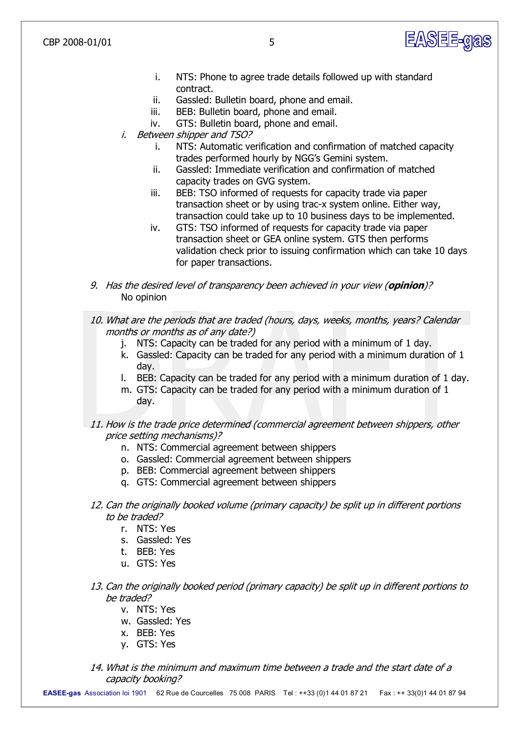i. NTS: Phone to agree trade details followed up with standard contract.
    ii. Gassled: Bulletin board, phone and email.
    iii. BEB: Bulletin board, phone and email.
    iv. GTS: Bulletin board, phone and email.

  i. *Between shipper and TSO?*
    i. NTS: Automatic verification and confirmation of matched capacity trades performed hourly by NGG's Gemini system.
    ii. Gassled: Immediate verification and confirmation of matched capacity trades on GVG system.
    iii. BEB: TSO informed of requests for capacity trade via paper transaction sheet or by using trac-x system online. Either way, transaction could take up to 10 business days to be implemented.
    iv. GTS: TSO informed of requests for capacity trade via paper transaction sheet or GEA online system. GTS then performs validation check prior to issuing confirmation which can take 10 days for paper transactions.

9. *Has the desired level of transparency been achieved in your view (**opinion**)?*
   No opinion

10. *What are the periods that are traded (hours, days, weeks, months, years? Calendar months or months as of any date?)*
    j. NTS: Capacity can be traded for any period with a minimum of 1 day.
    k. Gassled: Capacity can be traded for any period with a minimum duration of 1 day.
    l. BEB: Capacity can be traded for any period with a minimum duration of 1 day.
    m. GTS: Capacity can be traded for any period with a minimum duration of 1 day.

11. *How is the trade price determined (commercial agreement between shippers, other price setting mechanisms)?*
    n. NTS: Commercial agreement between shippers
    o. Gassled: Commercial agreement between shippers
    p. BEB: Commercial agreement between shippers
    q. GTS: Commercial agreement between shippers

12. *Can the originally booked volume (primary capacity) be split up in different portions to be traded?*
    r. NTS: Yes
    s. Gassled: Yes
    t. BEB: Yes
    u. GTS: Yes

13. *Can the originally booked period (primary capacity) be split up in different portions to be traded?*
    v. NTS: Yes
    w. Gassled: Yes
    x. BEB: Yes
    y. GTS: Yes

14. *What is the minimum and maximum time between a trade and the start date of a capacity booking?*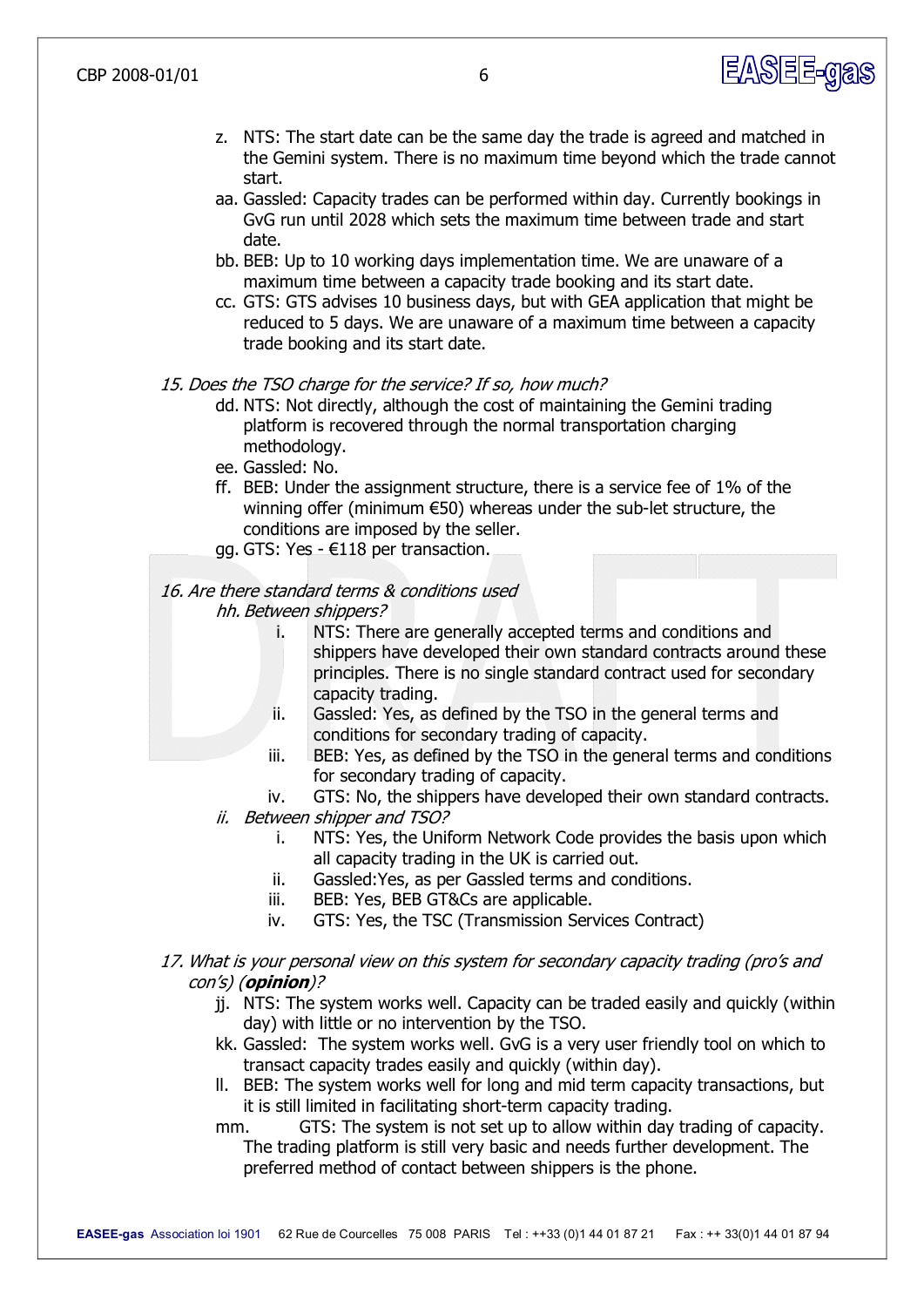z. NTS: The start date can be the same day the trade is agreed and matched in the Gemini system. There is no maximum time beyond which the trade cannot start.

aa. Gassled: Capacity trades can be performed within day. Currently bookings in GvG run until 2028 which sets the maximum time between trade and start date.

bb. BEB: Up to 10 working days implementation time. We are unaware of a maximum time between a capacity trade booking and its start date.

cc. GTS: GTS advises 10 business days, but with GEA application that might be reduced to 5 days. We are unaware of a maximum time between a capacity trade booking and its start date.

*15. Does the TSO charge for the service? If so, how much?*

dd. NTS: Not directly, although the cost of maintaining the Gemini trading platform is recovered through the normal transportation charging methodology.

ee. Gassled: No.

ff. BEB: Under the assignment structure, there is a service fee of 1% of the winning offer (minimum €50) whereas under the sub-let structure, the conditions are imposed by the seller.

gg. GTS: Yes - €118 per transaction.

*16. Are there standard terms & conditions used*

*hh. Between shippers?*

i. NTS: There are generally accepted terms and conditions and shippers have developed their own standard contracts around these principles. There is no single standard contract used for secondary capacity trading.
ii. Gassled: Yes, as defined by the TSO in the general terms and conditions for secondary trading of capacity.
iii. BEB: Yes, as defined by the TSO in the general terms and conditions for secondary trading of capacity.
iv. GTS: No, the shippers have developed their own standard contracts.

*ii. Between shipper and TSO?*

i. NTS: Yes, the Uniform Network Code provides the basis upon which all capacity trading in the UK is carried out.
ii. Gassled:Yes, as per Gassled terms and conditions.
iii. BEB: Yes, BEB GT&Cs are applicable.
iv. GTS: Yes, the TSC (Transmission Services Contract)

*17. What is your personal view on this system for secondary capacity trading (pro's and con's) (**opinion**)?*

jj. NTS: The system works well. Capacity can be traded easily and quickly (within day) with little or no intervention by the TSO.

kk. Gassled: The system works well. GvG is a very user friendly tool on which to transact capacity trades easily and quickly (within day).

ll. BEB: The system works well for long and mid term capacity transactions, but it is still limited in facilitating short-term capacity trading.

mm. GTS: The system is not set up to allow within day trading of capacity. The trading platform is still very basic and needs further development. The preferred method of contact between shippers is the phone.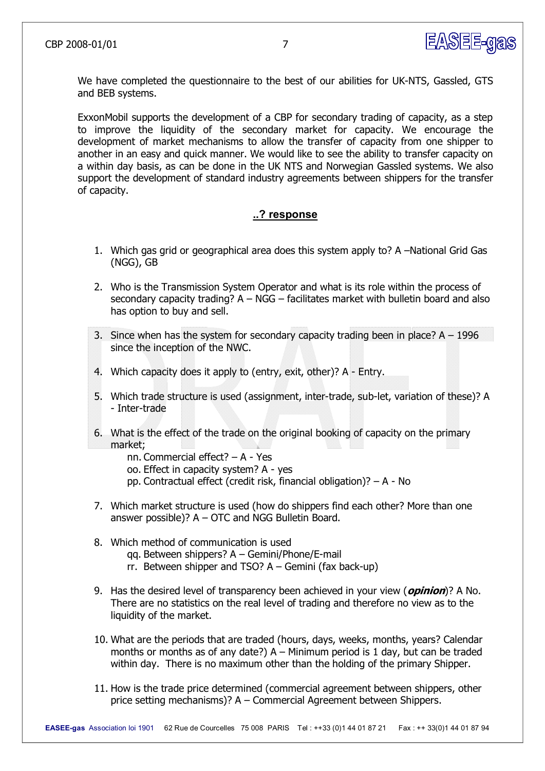We have completed the questionnaire to the best of our abilities for UK-NTS, Gassled, GTS and BEB systems.

ExxonMobil supports the development of a CBP for secondary trading of capacity, as a step to improve the liquidity of the secondary market for capacity. We encourage the development of market mechanisms to allow the transfer of capacity from one shipper to another in an easy and quick manner. We would like to see the ability to transfer capacity on a within day basis, as can be done in the UK NTS and Norwegian Gassled systems. We also support the development of standard industry agreements between shippers for the transfer of capacity.

## ..? response

1. Which gas grid or geographical area does this system apply to? A –National Grid Gas (NGG), GB
2. Who is the Transmission System Operator and what is its role within the process of secondary capacity trading? A – NGG – facilitates market with bulletin board and also has option to buy and sell.
3. Since when has the system for secondary capacity trading been in place? A – 1996 since the inception of the NWC.
4. Which capacity does it apply to (entry, exit, other)? A - Entry.
5. Which trade structure is used (assignment, inter-trade, sub-let, variation of these)? A - Inter-trade
6. What is the effect of the trade on the original booking of capacity on the primary market;
   nn. Commercial effect? – A - Yes
   oo. Effect in capacity system? A - yes
   pp. Contractual effect (credit risk, financial obligation)? – A - No
7. Which market structure is used (how do shippers find each other? More than one answer possible)? A – OTC and NGG Bulletin Board.
8. Which method of communication is used
   qq. Between shippers? A – Gemini/Phone/E-mail
   rr. Between shipper and TSO? A – Gemini (fax back-up)
9. Has the desired level of transparency been achieved in your view (***opinion***)? A No. There are no statistics on the real level of trading and therefore no view as to the liquidity of the market.
10. What are the periods that are traded (hours, days, weeks, months, years? Calendar months or months as of any date?) A – Minimum period is 1 day, but can be traded within day. There is no maximum other than the holding of the primary Shipper.
11. How is the trade price determined (commercial agreement between shippers, other price setting mechanisms)? A – Commercial Agreement between Shippers.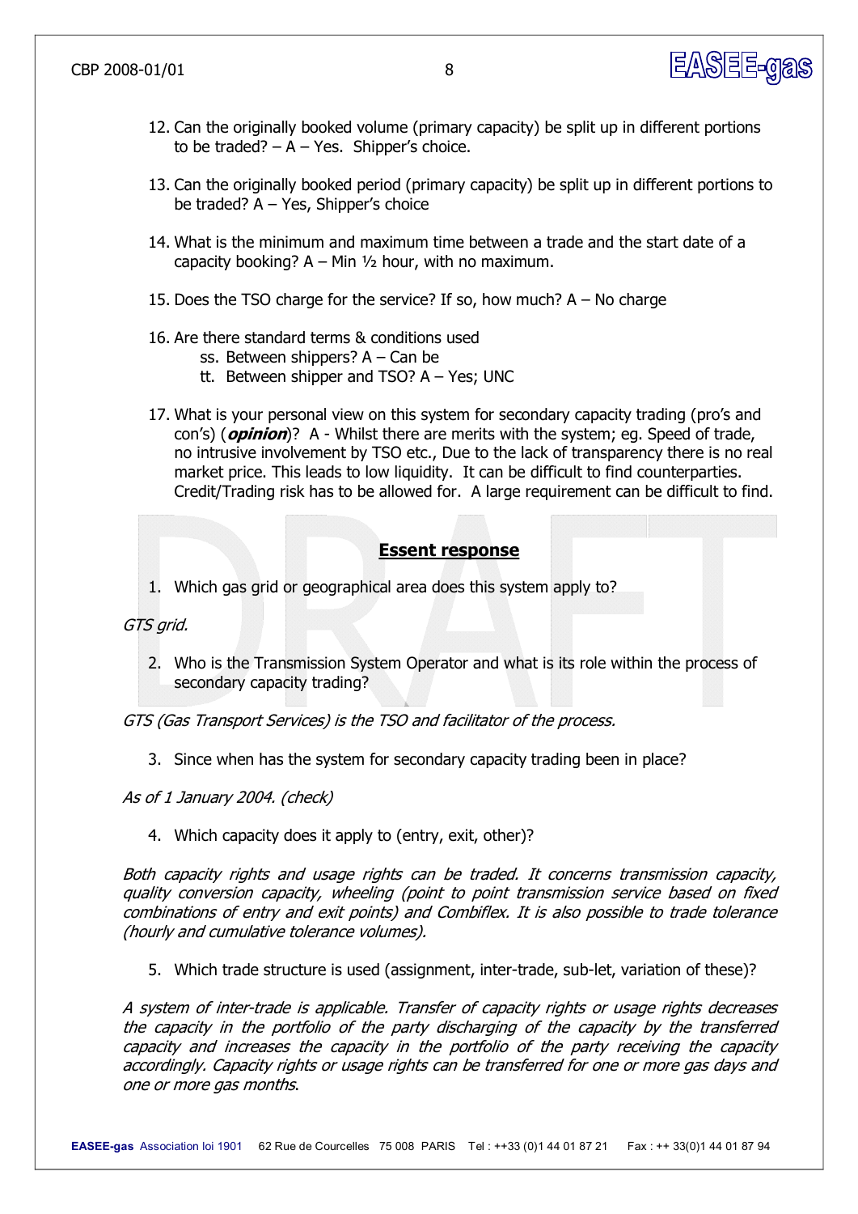12. Can the originally booked volume (primary capacity) be split up in different portions to be traded? – A – Yes. Shipper's choice.

13. Can the originally booked period (primary capacity) be split up in different portions to be traded? A – Yes, Shipper's choice

14. What is the minimum and maximum time between a trade and the start date of a capacity booking? A – Min ½ hour, with no maximum.

15. Does the TSO charge for the service? If so, how much? A – No charge

16. Are there standard terms & conditions used
    ss. Between shippers? A – Can be
    tt. Between shipper and TSO? A – Yes; UNC

17. What is your personal view on this system for secondary capacity trading (pro's and con's) (***opinion***)? A - Whilst there are merits with the system; eg. Speed of trade, no intrusive involvement by TSO etc., Due to the lack of transparency there is no real market price. This leads to low liquidity. It can be difficult to find counterparties. Credit/Trading risk has to be allowed for. A large requirement can be difficult to find.

## Essent response

1. Which gas grid or geographical area does this system apply to?

*GTS grid.*

2. Who is the Transmission System Operator and what is its role within the process of secondary capacity trading?

*GTS (Gas Transport Services) is the TSO and facilitator of the process.*

3. Since when has the system for secondary capacity trading been in place?

*As of 1 January 2004. (check)*

4. Which capacity does it apply to (entry, exit, other)?

*Both capacity rights and usage rights can be traded. It concerns transmission capacity, quality conversion capacity, wheeling (point to point transmission service based on fixed combinations of entry and exit points) and Combiflex. It is also possible to trade tolerance (hourly and cumulative tolerance volumes).*

5. Which trade structure is used (assignment, inter-trade, sub-let, variation of these)?

*A system of inter-trade is applicable. Transfer of capacity rights or usage rights decreases the capacity in the portfolio of the party discharging of the capacity by the transferred capacity and increases the capacity in the portfolio of the party receiving the capacity accordingly. Capacity rights or usage rights can be transferred for one or more gas days and one or more gas months.*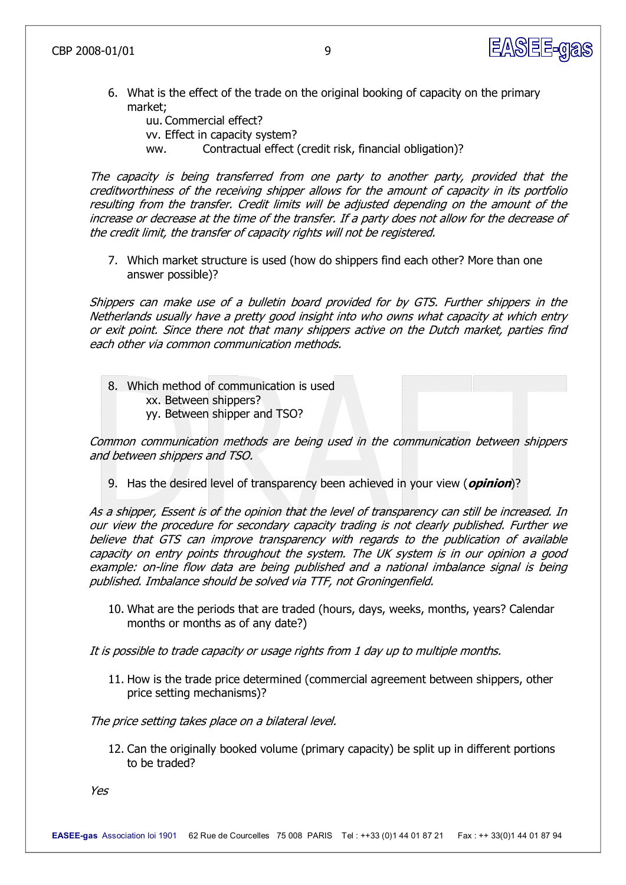6. What is the effect of the trade on the original booking of capacity on the primary market;
    - uu. Commercial effect?
    - vv. Effect in capacity system?
    - ww. Contractual effect (credit risk, financial obligation)?

*The capacity is being transferred from one party to another party, provided that the creditworthiness of the receiving shipper allows for the amount of capacity in its portfolio resulting from the transfer. Credit limits will be adjusted depending on the amount of the increase or decrease at the time of the transfer. If a party does not allow for the decrease of the credit limit, the transfer of capacity rights will not be registered.*

7. Which market structure is used (how do shippers find each other? More than one answer possible)?

*Shippers can make use of a bulletin board provided for by GTS. Further shippers in the Netherlands usually have a pretty good insight into who owns what capacity at which entry or exit point. Since there not that many shippers active on the Dutch market, parties find each other via common communication methods.*

8. Which method of communication is used
    - xx. Between shippers?
    - yy. Between shipper and TSO?

*Common communication methods are being used in the communication between shippers and between shippers and TSO.*

9. Has the desired level of transparency been achieved in your view (***opinion***)?

*As a shipper, Essent is of the opinion that the level of transparency can still be increased. In our view the procedure for secondary capacity trading is not clearly published. Further we believe that GTS can improve transparency with regards to the publication of available capacity on entry points throughout the system. The UK system is in our opinion a good example: on-line flow data are being published and a national imbalance signal is being published. Imbalance should be solved via TTF, not Groningenfield.*

10. What are the periods that are traded (hours, days, weeks, months, years? Calendar months or months as of any date?)

*It is possible to trade capacity or usage rights from 1 day up to multiple months.*

11. How is the trade price determined (commercial agreement between shippers, other price setting mechanisms)?

*The price setting takes place on a bilateral level.*

12. Can the originally booked volume (primary capacity) be split up in different portions to be traded?

*Yes*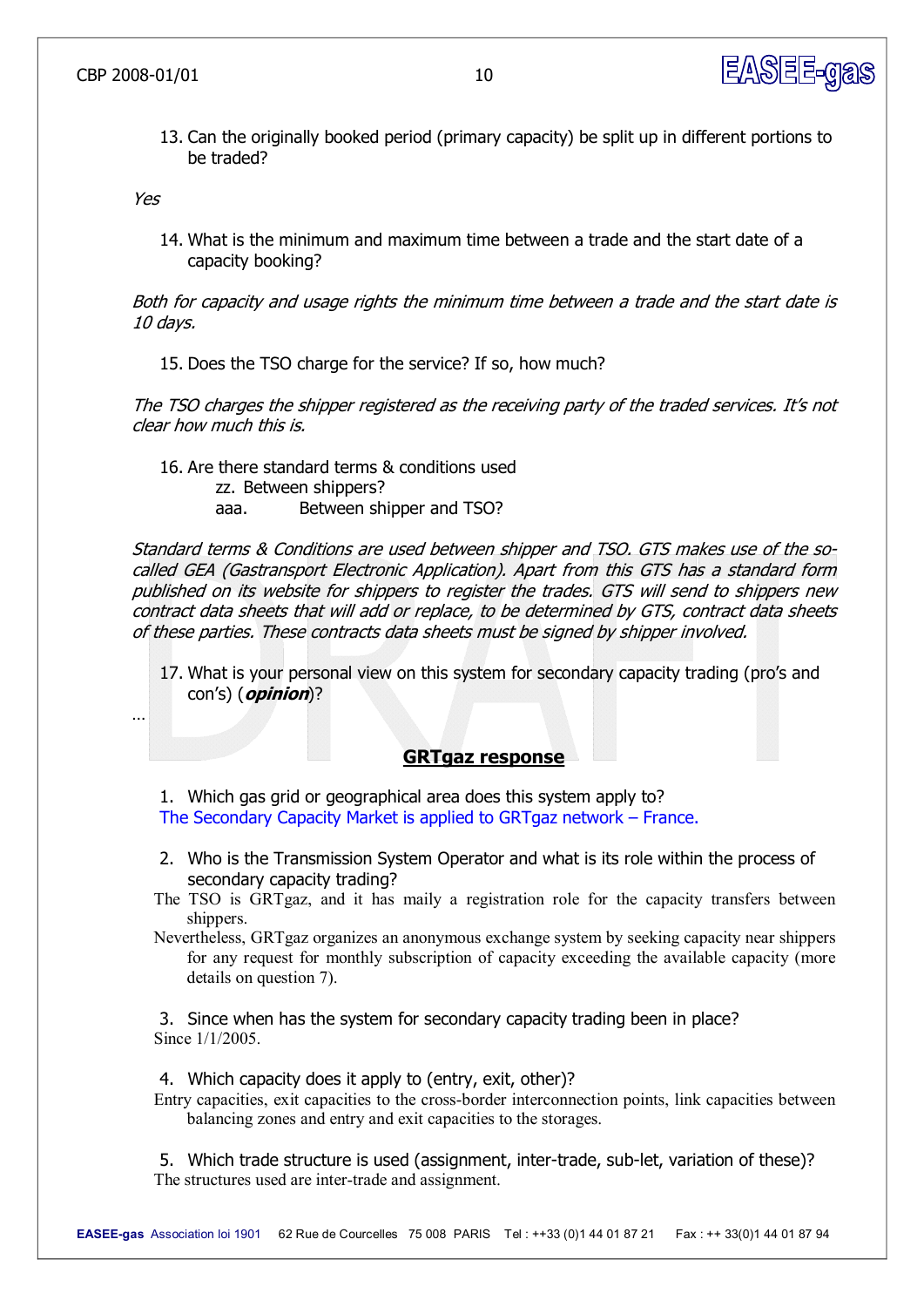13. Can the originally booked period (primary capacity) be split up in different portions to be traded?

*Yes*

14. What is the minimum and maximum time between a trade and the start date of a capacity booking?

*Both for capacity and usage rights the minimum time between a trade and the start date is 10 days.*

15. Does the TSO charge for the service? If so, how much?

*The TSO charges the shipper registered as the receiving party of the traded services. It's not clear how much this is.*

16. Are there standard terms & conditions used
    zz. Between shippers?
    aaa. Between shipper and TSO?

*Standard terms & Conditions are used between shipper and TSO. GTS makes use of the so-called GEA (Gastransport Electronic Application). Apart from this GTS has a standard form published on its website for shippers to register the trades. GTS will send to shippers new contract data sheets that will add or replace, to be determined by GTS, contract data sheets of these parties. These contracts data sheets must be signed by shipper involved.*

17. What is your personal view on this system for secondary capacity trading (pro's and con's) (***opinion***)?

…

## GRTgaz response

1. Which gas grid or geographical area does this system apply to?
   The Secondary Capacity Market is applied to GRTgaz network – France.

2. Who is the Transmission System Operator and what is its role within the process of secondary capacity trading?

The TSO is GRTgaz, and it has maily a registration role for the capacity transfers between shippers.

Nevertheless, GRTgaz organizes an anonymous exchange system by seeking capacity near shippers for any request for monthly subscription of capacity exceeding the available capacity (more details on question 7).

3. Since when has the system for secondary capacity trading been in place?

Since 1/1/2005.

4. Which capacity does it apply to (entry, exit, other)?

Entry capacities, exit capacities to the cross-border interconnection points, link capacities between balancing zones and entry and exit capacities to the storages.

5. Which trade structure is used (assignment, inter-trade, sub-let, variation of these)?

The structures used are inter-trade and assignment.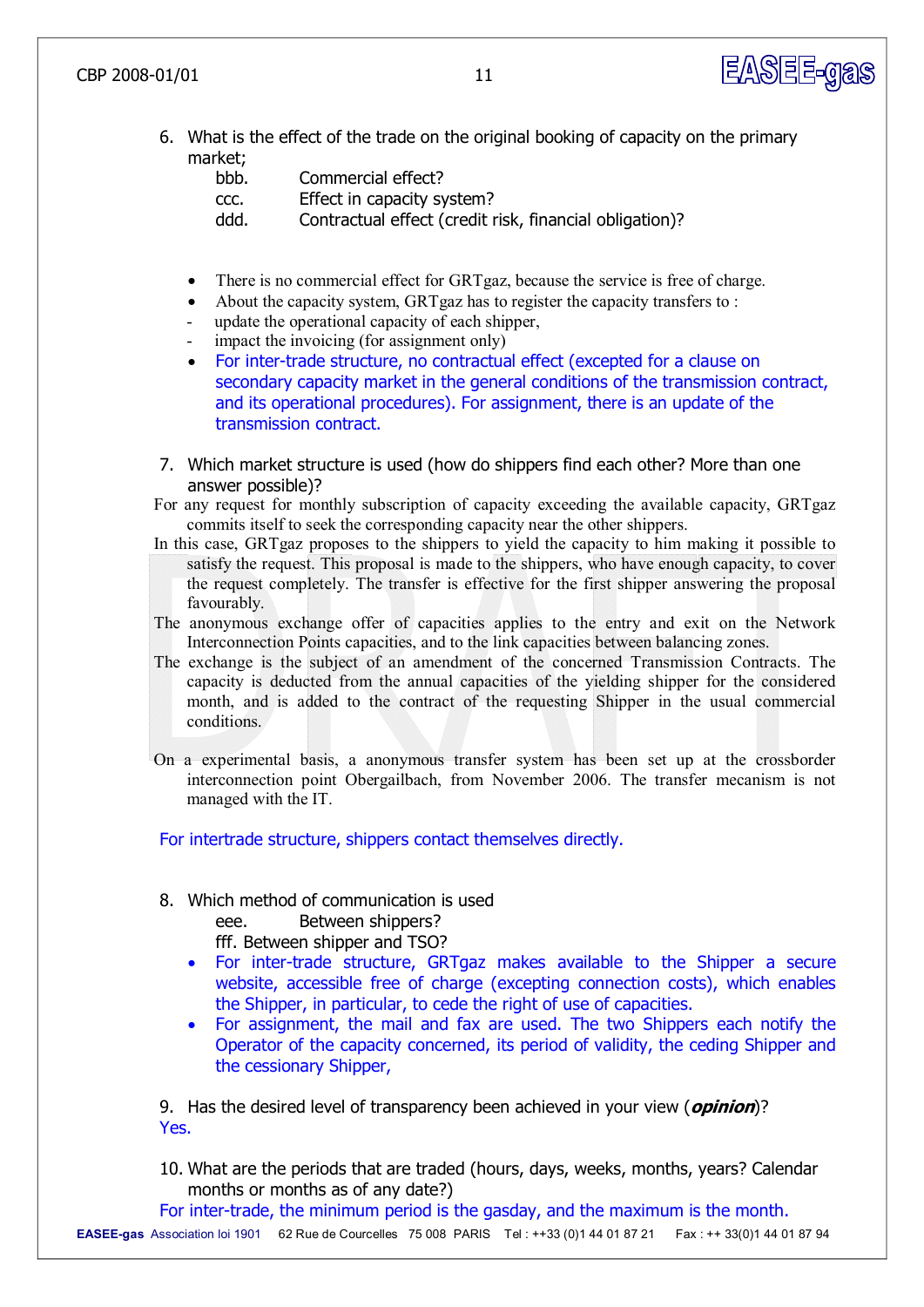6. What is the effect of the trade on the original booking of capacity on the primary market;
   - bbb. Commercial effect?
   - ccc. Effect in capacity system?
   - ddd. Contractual effect (credit risk, financial obligation)?

- There is no commercial effect for GRTgaz, because the service is free of charge.
- About the capacity system, GRTgaz has to register the capacity transfers to :
  - update the operational capacity of each shipper,
  - impact the invoicing (for assignment only)
- For inter-trade structure, no contractual effect (excepted for a clause on secondary capacity market in the general conditions of the transmission contract, and its operational procedures). For assignment, there is an update of the transmission contract.

7. Which market structure is used (how do shippers find each other? More than one answer possible)?

For any request for monthly subscription of capacity exceeding the available capacity, GRTgaz commits itself to seek the corresponding capacity near the other shippers.

In this case, GRTgaz proposes to the shippers to yield the capacity to him making it possible to satisfy the request. This proposal is made to the shippers, who have enough capacity, to cover the request completely. The transfer is effective for the first shipper answering the proposal favourably.

The anonymous exchange offer of capacities applies to the entry and exit on the Network Interconnection Points capacities, and to the link capacities between balancing zones.

The exchange is the subject of an amendment of the concerned Transmission Contracts. The capacity is deducted from the annual capacities of the yielding shipper for the considered month, and is added to the contract of the requesting Shipper in the usual commercial conditions.

On a experimental basis, a anonymous transfer system has been set up at the crossborder interconnection point Obergailbach, from November 2006. The transfer mecanism is not managed with the IT.

For intertrade structure, shippers contact themselves directly.

8. Which method of communication is used
   - eee. Between shippers?
   - fff. Between shipper and TSO?

- For inter-trade structure, GRTgaz makes available to the Shipper a secure website, accessible free of charge (excepting connection costs), which enables the Shipper, in particular, to cede the right of use of capacities.
- For assignment, the mail and fax are used. The two Shippers each notify the Operator of the capacity concerned, its period of validity, the ceding Shipper and the cessionary Shipper,

9. Has the desired level of transparency been achieved in your view (***opinion***)?

Yes.

10. What are the periods that are traded (hours, days, weeks, months, years? Calendar months or months as of any date?)

For inter-trade, the minimum period is the gasday, and the maximum is the month.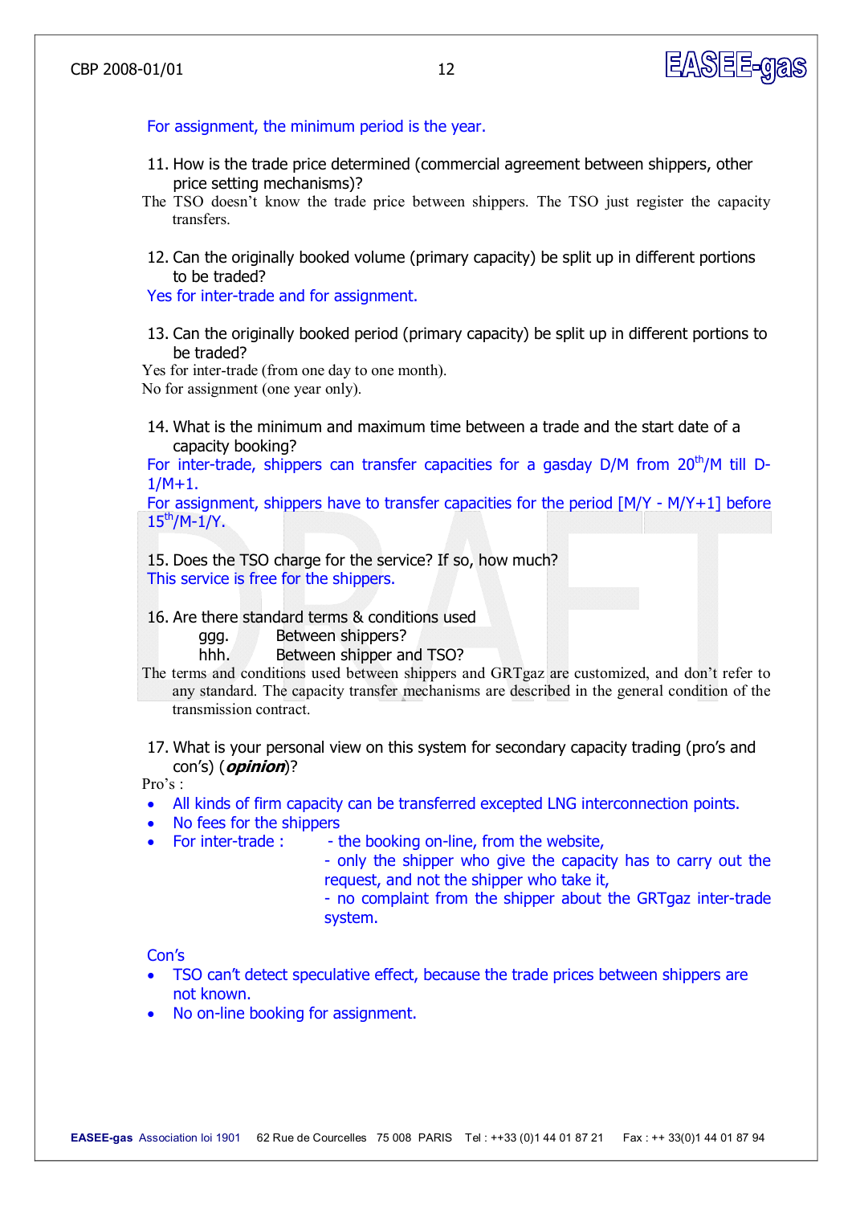For assignment, the minimum period is the year.

11. How is the trade price determined (commercial agreement between shippers, other price setting mechanisms)?

The TSO doesn't know the trade price between shippers. The TSO just register the capacity transfers.

12. Can the originally booked volume (primary capacity) be split up in different portions to be traded?

Yes for inter-trade and for assignment.

13. Can the originally booked period (primary capacity) be split up in different portions to be traded?

Yes for inter-trade (from one day to one month).
No for assignment (one year only).

14. What is the minimum and maximum time between a trade and the start date of a capacity booking?

For inter-trade, shippers can transfer capacities for a gasday D/M from 20th/M till D-1/M+1.
For assignment, shippers have to transfer capacities for the period [M/Y - M/Y+1] before 15th/M-1/Y.

15. Does the TSO charge for the service? If so, how much?

This service is free for the shippers.

16. Are there standard terms & conditions used
    ggg. Between shippers?
    hhh. Between shipper and TSO?

The terms and conditions used between shippers and GRTgaz are customized, and don't refer to any standard. The capacity transfer mechanisms are described in the general condition of the transmission contract.

17. What is your personal view on this system for secondary capacity trading (pro's and con's) (***opinion***)?

Pro's :

- All kinds of firm capacity can be transferred excepted LNG interconnection points.
- No fees for the shippers
- For inter-trade :
  - the booking on-line, from the website,
  - only the shipper who give the capacity has to carry out the request, and not the shipper who take it,
  - no complaint from the shipper about the GRTgaz inter-trade system.

Con's

- TSO can't detect speculative effect, because the trade prices between shippers are not known.
- No on-line booking for assignment.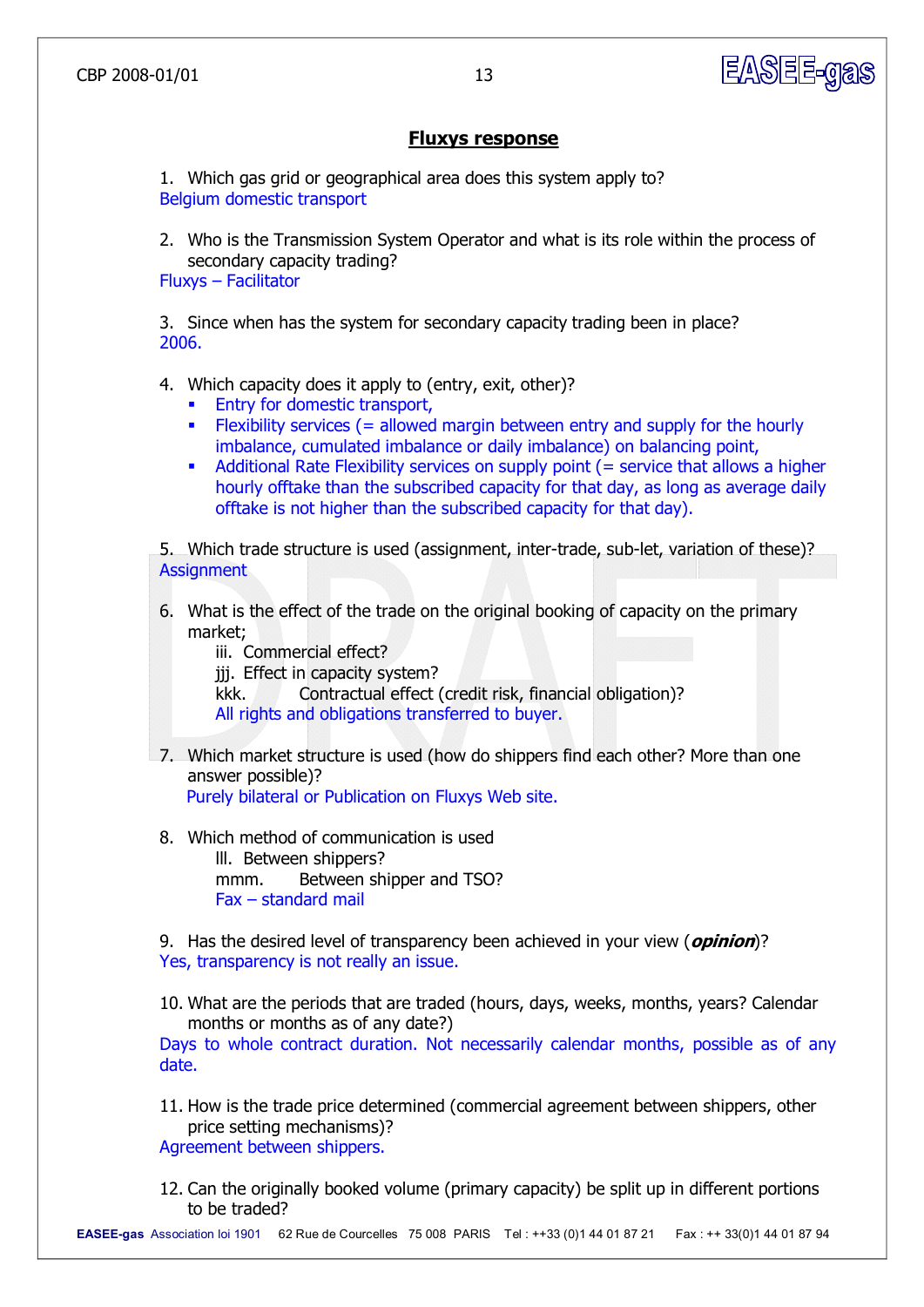## Fluxys response

1. Which gas grid or geographical area does this system apply to?
Belgium domestic transport

2. Who is the Transmission System Operator and what is its role within the process of secondary capacity trading?
Fluxys – Facilitator

3. Since when has the system for secondary capacity trading been in place?
2006.

4. Which capacity does it apply to (entry, exit, other)?
   - Entry for domestic transport,
   - Flexibility services (= allowed margin between entry and supply for the hourly imbalance, cumulated imbalance or daily imbalance) on balancing point,
   - Additional Rate Flexibility services on supply point (= service that allows a higher hourly offtake than the subscribed capacity for that day, as long as average daily offtake is not higher than the subscribed capacity for that day).

5. Which trade structure is used (assignment, inter-trade, sub-let, variation of these)?
Assignment

6. What is the effect of the trade on the original booking of capacity on the primary market;
   iii. Commercial effect?
   jjj. Effect in capacity system?
   kkk. Contractual effect (credit risk, financial obligation)?
   All rights and obligations transferred to buyer.

7. Which market structure is used (how do shippers find each other? More than one answer possible)?
Purely bilateral or Publication on Fluxys Web site.

8. Which method of communication is used
   lll. Between shippers?
   mmm. Between shipper and TSO?
   Fax – standard mail

9. Has the desired level of transparency been achieved in your view (***opinion***)?
Yes, transparency is not really an issue.

10. What are the periods that are traded (hours, days, weeks, months, years? Calendar months or months as of any date?)
Days to whole contract duration. Not necessarily calendar months, possible as of any date.

11. How is the trade price determined (commercial agreement between shippers, other price setting mechanisms)?
Agreement between shippers.

12. Can the originally booked volume (primary capacity) be split up in different portions to be traded?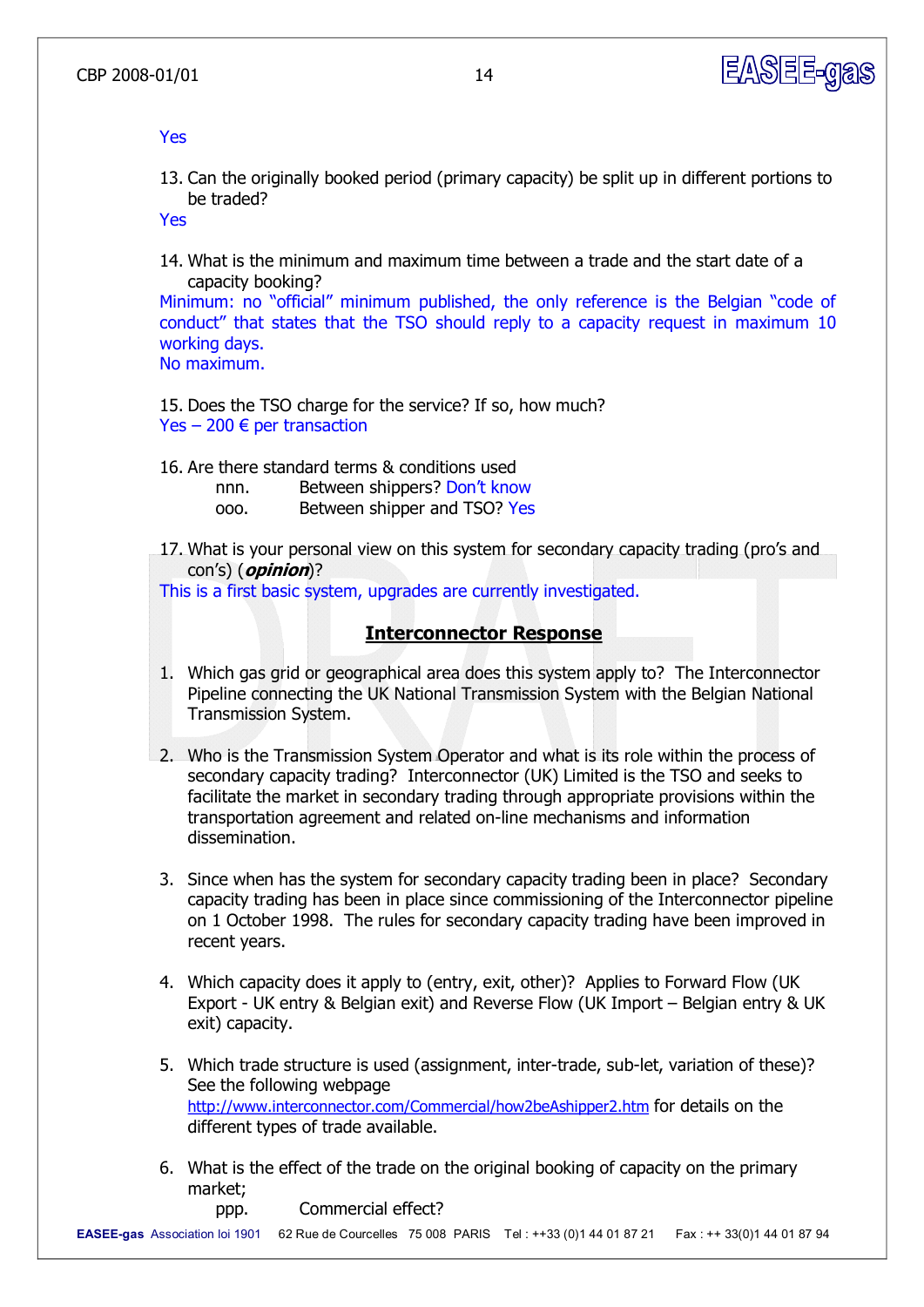Yes

13. Can the originally booked period (primary capacity) be split up in different portions to be traded?

Yes

14. What is the minimum and maximum time between a trade and the start date of a capacity booking?

Minimum: no "official" minimum published, the only reference is the Belgian "code of conduct" that states that the TSO should reply to a capacity request in maximum 10 working days.
No maximum.

15. Does the TSO charge for the service? If so, how much?

Yes – 200 € per transaction

16. Are there standard terms & conditions used

nnn. Between shippers? Don't know

ooo. Between shipper and TSO? Yes

17. What is your personal view on this system for secondary capacity trading (pro's and con's) (***opinion***)?

This is a first basic system, upgrades are currently investigated.

## Interconnector Response

1. Which gas grid or geographical area does this system apply to? The Interconnector Pipeline connecting the UK National Transmission System with the Belgian National Transmission System.

2. Who is the Transmission System Operator and what is its role within the process of secondary capacity trading? Interconnector (UK) Limited is the TSO and seeks to facilitate the market in secondary trading through appropriate provisions within the transportation agreement and related on-line mechanisms and information dissemination.

3. Since when has the system for secondary capacity trading been in place? Secondary capacity trading has been in place since commissioning of the Interconnector pipeline on 1 October 1998. The rules for secondary capacity trading have been improved in recent years.

4. Which capacity does it apply to (entry, exit, other)? Applies to Forward Flow (UK Export - UK entry & Belgian exit) and Reverse Flow (UK Import – Belgian entry & UK exit) capacity.

5. Which trade structure is used (assignment, inter-trade, sub-let, variation of these)? See the following webpage http://www.interconnector.com/Commercial/how2beAshipper2.htm for details on the different types of trade available.

6. What is the effect of the trade on the original booking of capacity on the primary market;

ppp. Commercial effect?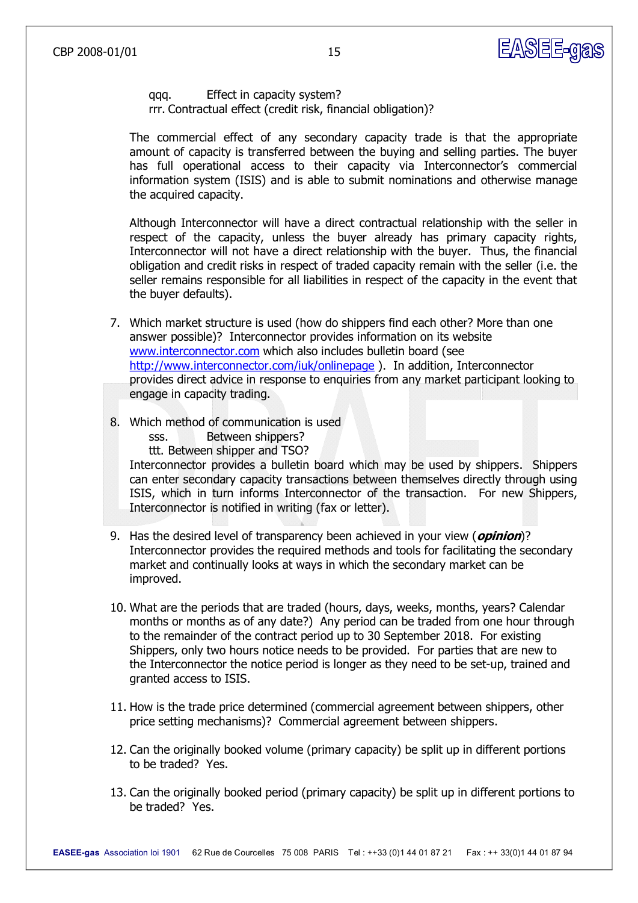qqq. Effect in capacity system?
rrr. Contractual effect (credit risk, financial obligation)?

The commercial effect of any secondary capacity trade is that the appropriate amount of capacity is transferred between the buying and selling parties. The buyer has full operational access to their capacity via Interconnector's commercial information system (ISIS) and is able to submit nominations and otherwise manage the acquired capacity.

Although Interconnector will have a direct contractual relationship with the seller in respect of the capacity, unless the buyer already has primary capacity rights, Interconnector will not have a direct relationship with the buyer. Thus, the financial obligation and credit risks in respect of traded capacity remain with the seller (i.e. the seller remains responsible for all liabilities in respect of the capacity in the event that the buyer defaults).

7. Which market structure is used (how do shippers find each other? More than one answer possible)? Interconnector provides information on its website [www.interconnector.com](http://www.interconnector.com) which also includes bulletin board (see [http://www.interconnector.com/iuk/onlinepage](http://www.interconnector.com/iuk/onlinepage) ). In addition, Interconnector provides direct advice in response to enquiries from any market participant looking to engage in capacity trading.

8. Which method of communication is used
   sss. Between shippers?
   ttt. Between shipper and TSO?
   
   Interconnector provides a bulletin board which may be used by shippers. Shippers can enter secondary capacity transactions between themselves directly through using ISIS, which in turn informs Interconnector of the transaction. For new Shippers, Interconnector is notified in writing (fax or letter).

9. Has the desired level of transparency been achieved in your view (***opinion***)? Interconnector provides the required methods and tools for facilitating the secondary market and continually looks at ways in which the secondary market can be improved.

10. What are the periods that are traded (hours, days, weeks, months, years? Calendar months or months as of any date?) Any period can be traded from one hour through to the remainder of the contract period up to 30 September 2018. For existing Shippers, only two hours notice needs to be provided. For parties that are new to the Interconnector the notice period is longer as they need to be set-up, trained and granted access to ISIS.

11. How is the trade price determined (commercial agreement between shippers, other price setting mechanisms)? Commercial agreement between shippers.

12. Can the originally booked volume (primary capacity) be split up in different portions to be traded? Yes.

13. Can the originally booked period (primary capacity) be split up in different portions to be traded? Yes.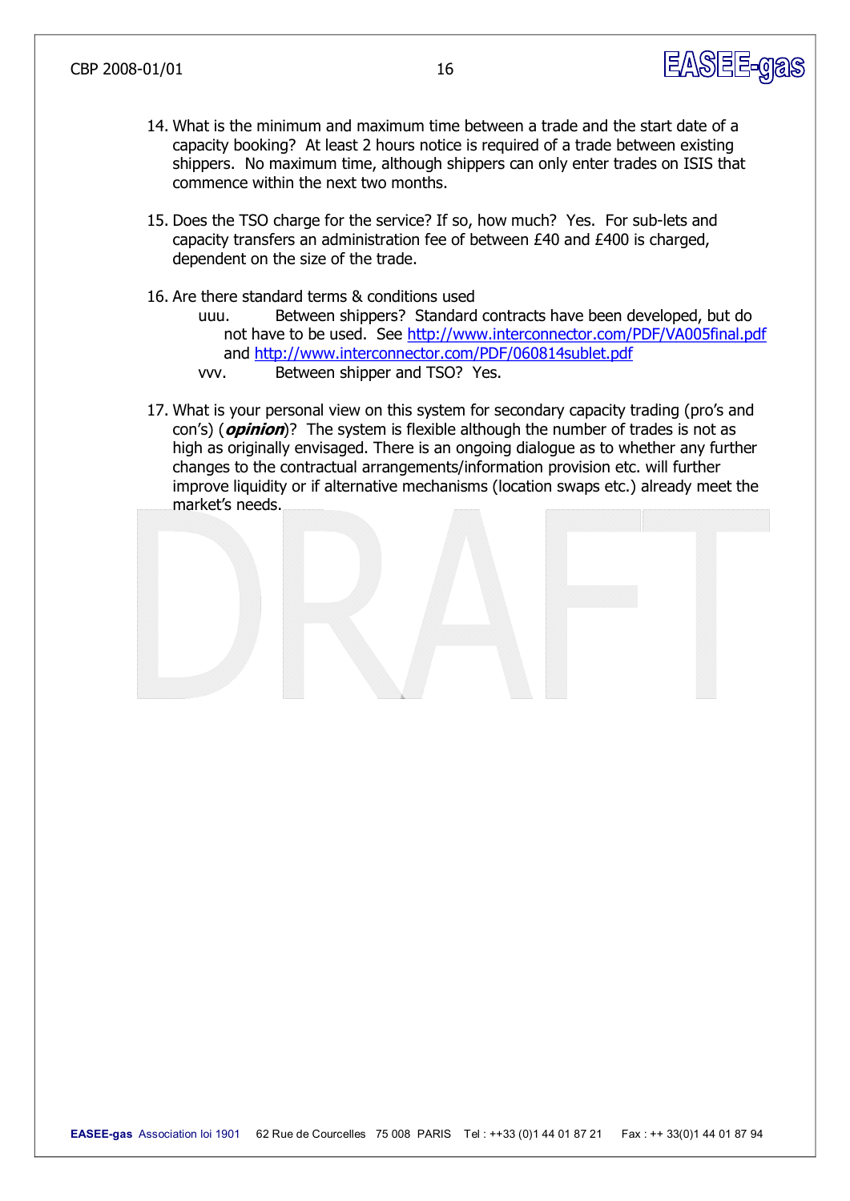14. What is the minimum and maximum time between a trade and the start date of a capacity booking? At least 2 hours notice is required of a trade between existing shippers. No maximum time, although shippers can only enter trades on ISIS that commence within the next two months.

15. Does the TSO charge for the service? If so, how much? Yes. For sub-lets and capacity transfers an administration fee of between £40 and £400 is charged, dependent on the size of the trade.

16. Are there standard terms & conditions used
    - uuu. Between shippers? Standard contracts have been developed, but do not have to be used. See http://www.interconnector.com/PDF/VA005final.pdf and http://www.interconnector.com/PDF/060814sublet.pdf
    - vvv. Between shipper and TSO? Yes.

17. What is your personal view on this system for secondary capacity trading (pro's and con's) (***opinion***)? The system is flexible although the number of trades is not as high as originally envisaged. There is an ongoing dialogue as to whether any further changes to the contractual arrangements/information provision etc. will further improve liquidity or if alternative mechanisms (location swaps etc.) already meet the market's needs.